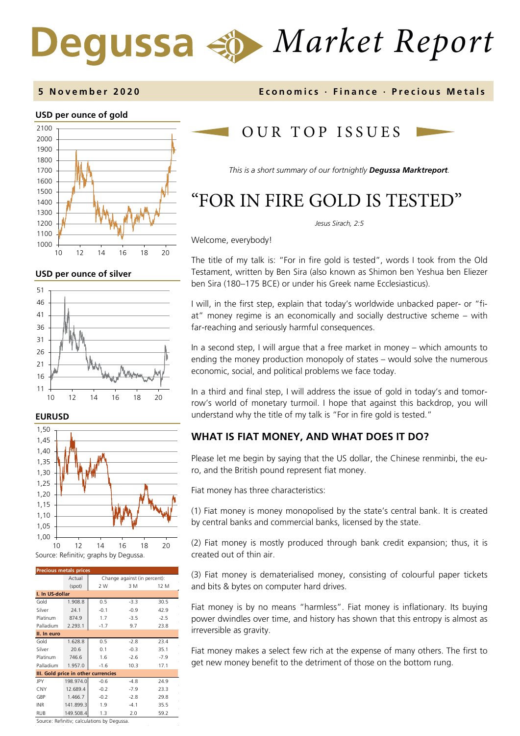# Degussa Market Report

**5 November 2020** — **Economics · Finance · Precious Metals**

**USD per ounce of gold**

**USD per ounce of silver**

**EURUSD**

Source: Refinitiv; graphs by Degussa.

| Precious metals prices | Actual (spot) | Change against (in percent): 2 W | 3 M | 12 M |
|---|---|---|---|---|
| **I. In US-dollar** | | | | |
| Gold | 1.908.8 | 0.5 | -3.3 | 30.5 |
| Silver | 24.1 | -0.1 | -0.9 | 42.9 |
| Platinum | 874.9 | 1.7 | -3.5 | -2.5 |
| Palladium | 2.293.1 | -1.7 | 9.7 | 23.8 |
| **II. In euro** | | | | |
| Gold | 1.628.8 | 0.5 | -2.8 | 23.4 |
| Silver | 20.6 | 0.1 | -0.3 | 35.1 |
| Platinum | 746.6 | 1.6 | -2.6 | -7.9 |
| Palladium | 1.957.0 | -1.6 | 10.3 | 17.1 |
| **III. Gold price in other currencies** | | | | |
| JPY | 198.974.0 | -0.6 | -4.8 | 24.9 |
| CNY | 12.689.4 | -0.2 | -7.9 | 23.3 |
| GBP | 1.466.7 | -0.2 | -2.8 | 29.8 |
| INR | 141.899.3 | 1.9 | -4.1 | 35.5 |
| RUB | 149.508.4 | 1.3 | 2.0 | 59.2 |

Source: Refinitiv; calculations by Degussa.

## OUR TOP ISSUES

*This is a short summary of our fortnightly **Degussa Marktreport**.*

# "FOR IN FIRE GOLD IS TESTED"

*Jesus Sirach, 2:5*

Welcome, everybody!

The title of my talk is: "For in fire gold is tested", words I took from the Old Testament, written by Ben Sira (also known as Shimon ben Yeshua ben Eliezer ben Sira (180–175 BCE) or under his Greek name Ecclesiasticus).

I will, in the first step, explain that today's worldwide unbacked paper- or "fiat" money regime is an economically and socially destructive scheme – with far-reaching and seriously harmful consequences.

In a second step, I will argue that a free market in money – which amounts to ending the money production monopoly of states – would solve the numerous economic, social, and political problems we face today.

In a third and final step, I will address the issue of gold in today's and tomorrow's world of monetary turmoil. I hope that against this backdrop, you will understand why the title of my talk is "For in fire gold is tested."

## WHAT IS FIAT MONEY, AND WHAT DOES IT DO?

Please let me begin by saying that the US dollar, the Chinese renminbi, the euro, and the British pound represent fiat money.

Fiat money has three characteristics:

(1) Fiat money is money monopolised by the state's central bank. It is created by central banks and commercial banks, licensed by the state.

(2) Fiat money is mostly produced through bank credit expansion; thus, it is created out of thin air.

(3) Fiat money is dematerialised money, consisting of colourful paper tickets and bits & bytes on computer hard drives.

Fiat money is by no means "harmless". Fiat money is inflationary. Its buying power dwindles over time, and history has shown that this entropy is almost as irreversible as gravity.

Fiat money makes a select few rich at the expense of many others. The first to get new money benefit to the detriment of those on the bottom rung.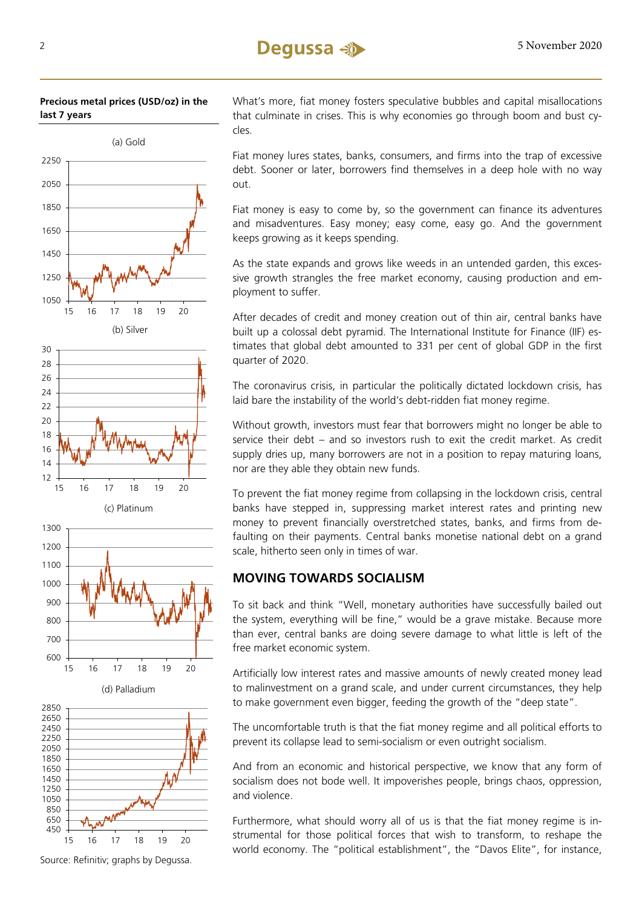**Precious metal prices (USD/oz) in the last 7 years**

(a) Gold

(b) Silver

(c) Platinum

(d) Palladium

Source: Refinitiv; graphs by Degussa.

What's more, fiat money fosters speculative bubbles and capital misallocations that culminate in crises. This is why economies go through boom and bust cycles.

Fiat money lures states, banks, consumers, and firms into the trap of excessive debt. Sooner or later, borrowers find themselves in a deep hole with no way out.

Fiat money is easy to come by, so the government can finance its adventures and misadventures. Easy money; easy come, easy go. And the government keeps growing as it keeps spending.

As the state expands and grows like weeds in an untended garden, this excessive growth strangles the free market economy, causing production and employment to suffer.

After decades of credit and money creation out of thin air, central banks have built up a colossal debt pyramid. The International Institute for Finance (IIF) estimates that global debt amounted to 331 per cent of global GDP in the first quarter of 2020.

The coronavirus crisis, in particular the politically dictated lockdown crisis, has laid bare the instability of the world's debt-ridden fiat money regime.

Without growth, investors must fear that borrowers might no longer be able to service their debt – and so investors rush to exit the credit market. As credit supply dries up, many borrowers are not in a position to repay maturing loans, nor are they able they obtain new funds.

To prevent the fiat money regime from collapsing in the lockdown crisis, central banks have stepped in, suppressing market interest rates and printing new money to prevent financially overstretched states, banks, and firms from defaulting on their payments. Central banks monetise national debt on a grand scale, hitherto seen only in times of war.

## MOVING TOWARDS SOCIALISM

To sit back and think "Well, monetary authorities have successfully bailed out the system, everything will be fine," would be a grave mistake. Because more than ever, central banks are doing severe damage to what little is left of the free market economic system.

Artificially low interest rates and massive amounts of newly created money lead to malinvestment on a grand scale, and under current circumstances, they help to make government even bigger, feeding the growth of the "deep state".

The uncomfortable truth is that the fiat money regime and all political efforts to prevent its collapse lead to semi-socialism or even outright socialism.

And from an economic and historical perspective, we know that any form of socialism does not bode well. It impoverishes people, brings chaos, oppression, and violence.

Furthermore, what should worry all of us is that the fiat money regime is instrumental for those political forces that wish to transform, to reshape the world economy. The "political establishment", the "Davos Elite", for instance,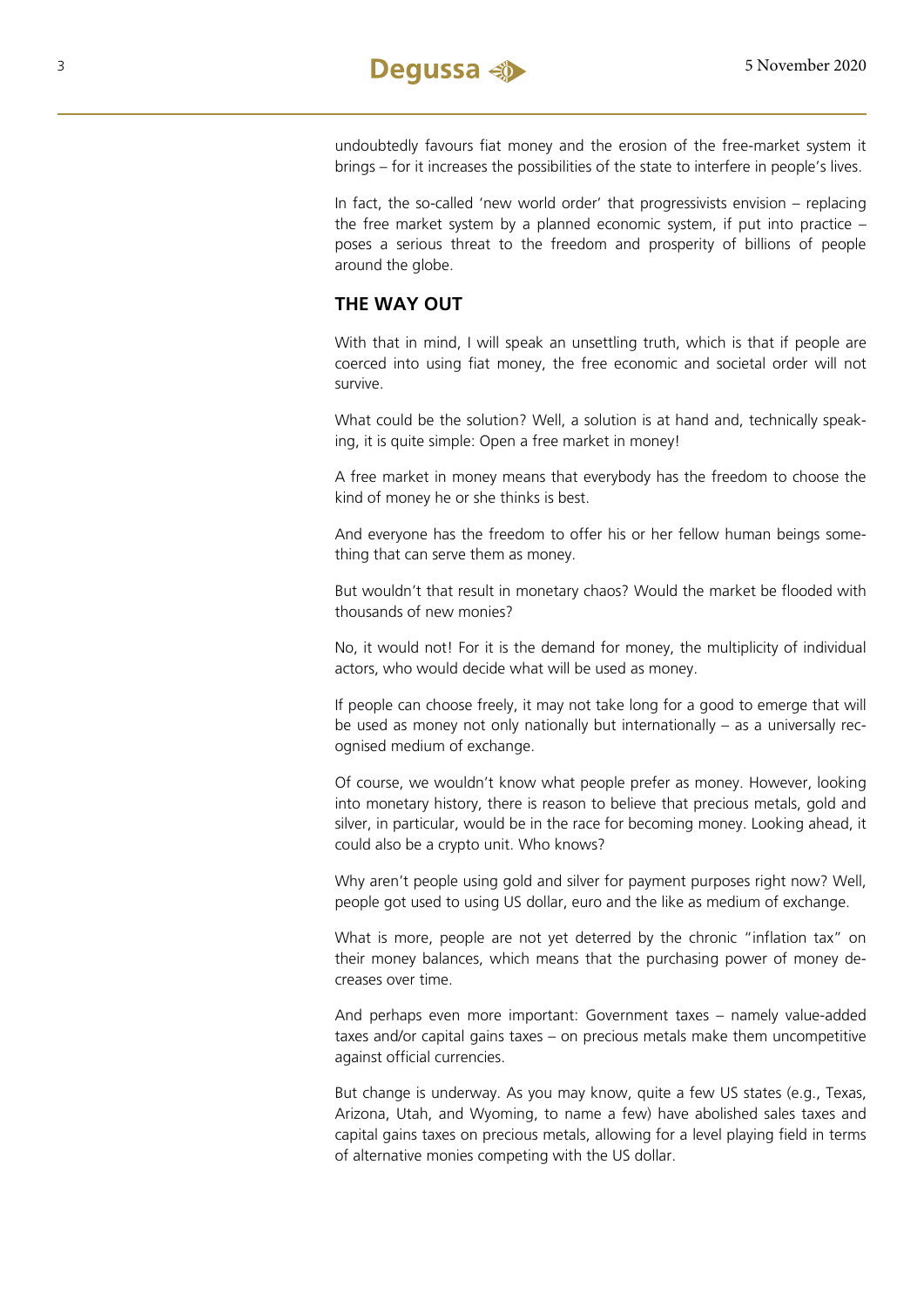undoubtedly favours fiat money and the erosion of the free-market system it brings – for it increases the possibilities of the state to interfere in people's lives.

In fact, the so-called 'new world order' that progressivists envision – replacing the free market system by a planned economic system, if put into practice – poses a serious threat to the freedom and prosperity of billions of people around the globe.

## THE WAY OUT

With that in mind, I will speak an unsettling truth, which is that if people are coerced into using fiat money, the free economic and societal order will not survive.

What could be the solution? Well, a solution is at hand and, technically speaking, it is quite simple: Open a free market in money!

A free market in money means that everybody has the freedom to choose the kind of money he or she thinks is best.

And everyone has the freedom to offer his or her fellow human beings something that can serve them as money.

But wouldn't that result in monetary chaos? Would the market be flooded with thousands of new monies?

No, it would not! For it is the demand for money, the multiplicity of individual actors, who would decide what will be used as money.

If people can choose freely, it may not take long for a good to emerge that will be used as money not only nationally but internationally – as a universally recognised medium of exchange.

Of course, we wouldn't know what people prefer as money. However, looking into monetary history, there is reason to believe that precious metals, gold and silver, in particular, would be in the race for becoming money. Looking ahead, it could also be a crypto unit. Who knows?

Why aren't people using gold and silver for payment purposes right now? Well, people got used to using US dollar, euro and the like as medium of exchange.

What is more, people are not yet deterred by the chronic "inflation tax" on their money balances, which means that the purchasing power of money decreases over time.

And perhaps even more important: Government taxes – namely value-added taxes and/or capital gains taxes – on precious metals make them uncompetitive against official currencies.

But change is underway. As you may know, quite a few US states (e.g., Texas, Arizona, Utah, and Wyoming, to name a few) have abolished sales taxes and capital gains taxes on precious metals, allowing for a level playing field in terms of alternative monies competing with the US dollar.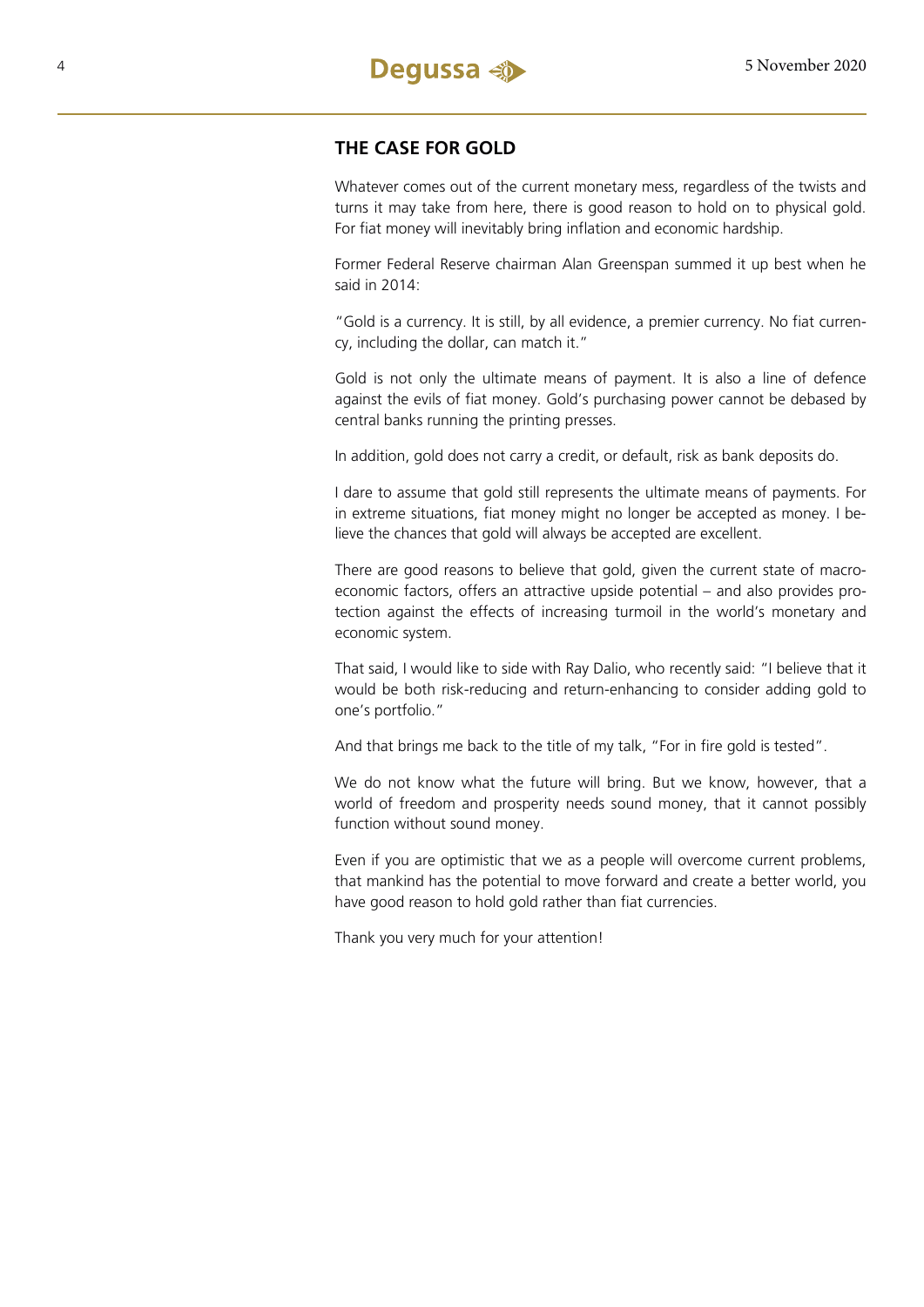## THE CASE FOR GOLD

Whatever comes out of the current monetary mess, regardless of the twists and turns it may take from here, there is good reason to hold on to physical gold. For fiat money will inevitably bring inflation and economic hardship.

Former Federal Reserve chairman Alan Greenspan summed it up best when he said in 2014:

"Gold is a currency. It is still, by all evidence, a premier currency. No fiat currency, including the dollar, can match it."

Gold is not only the ultimate means of payment. It is also a line of defence against the evils of fiat money. Gold's purchasing power cannot be debased by central banks running the printing presses.

In addition, gold does not carry a credit, or default, risk as bank deposits do.

I dare to assume that gold still represents the ultimate means of payments. For in extreme situations, fiat money might no longer be accepted as money. I believe the chances that gold will always be accepted are excellent.

There are good reasons to believe that gold, given the current state of macroeconomic factors, offers an attractive upside potential – and also provides protection against the effects of increasing turmoil in the world's monetary and economic system.

That said, I would like to side with Ray Dalio, who recently said: "I believe that it would be both risk-reducing and return-enhancing to consider adding gold to one's portfolio."

And that brings me back to the title of my talk, "For in fire gold is tested".

We do not know what the future will bring. But we know, however, that a world of freedom and prosperity needs sound money, that it cannot possibly function without sound money.

Even if you are optimistic that we as a people will overcome current problems, that mankind has the potential to move forward and create a better world, you have good reason to hold gold rather than fiat currencies.

Thank you very much for your attention!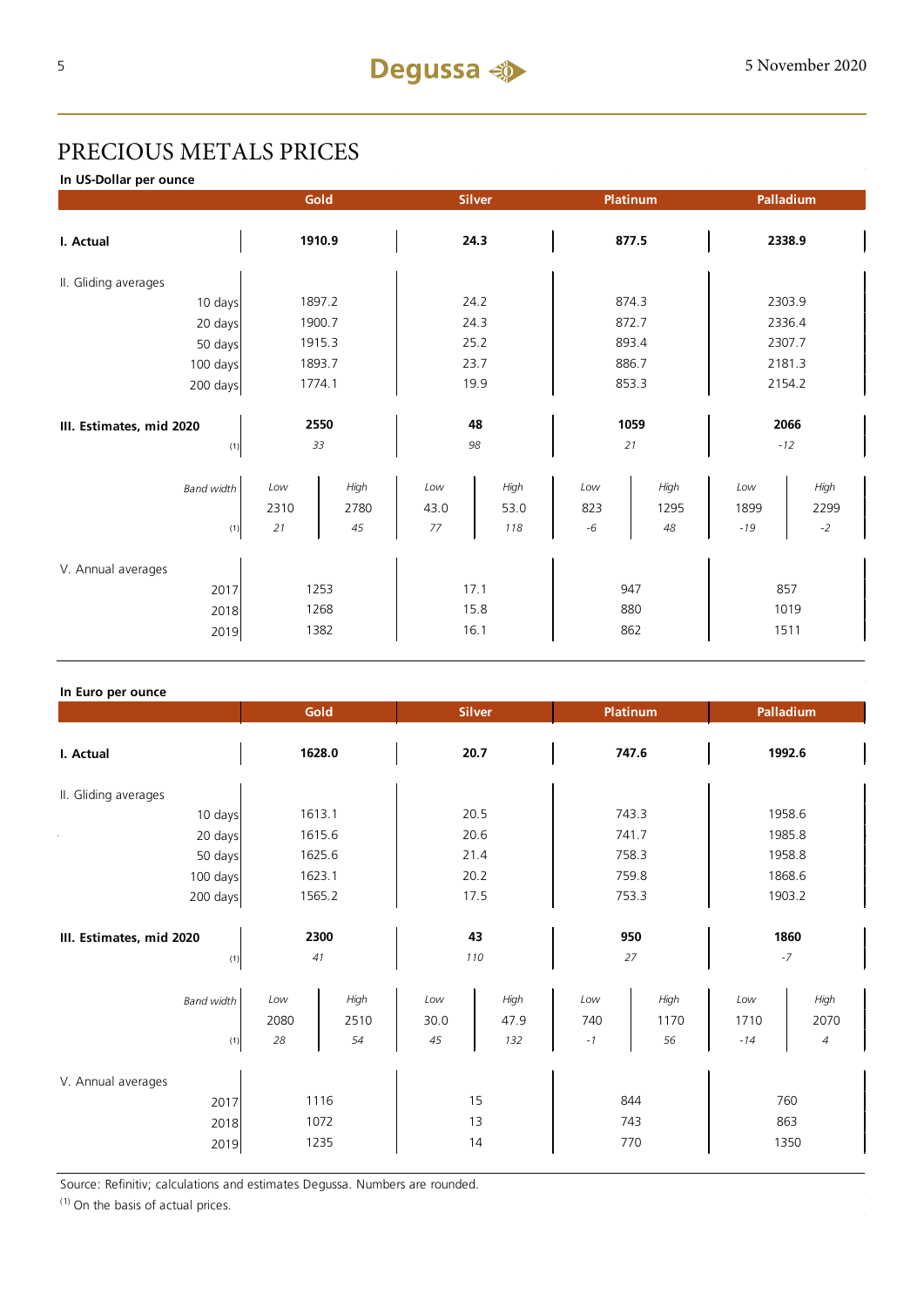# PRECIOUS METALS PRICES

**In US-Dollar per ounce**

| | Gold | | Silver | | Platinum | | Palladium | |
|---|---|---|---|---|---|---|---|---|
| **I. Actual** | **1910.9** | | **24.3** | | **877.5** | | **2338.9** | |
| II. Gliding averages | | | | | | | | |
| 10 days | 1897.2 | | 24.2 | | 874.3 | | 2303.9 | |
| 20 days | 1900.7 | | 24.3 | | 872.7 | | 2336.4 | |
| 50 days | 1915.3 | | 25.2 | | 893.4 | | 2307.7 | |
| 100 days | 1893.7 | | 23.7 | | 886.7 | | 2181.3 | |
| 200 days | 1774.1 | | 19.9 | | 853.3 | | 2154.2 | |
| **III. Estimates, mid 2020** | **2550** | | **48** | | **1059** | | **2066** | |
| (1) | *33* | | *98* | | *21* | | *-12* | |
| *Band width* | *Low* | *High* | *Low* | *High* | *Low* | *High* | *Low* | *High* |
| | 2310 | 2780 | 43.0 | 53.0 | 823 | 1295 | 1899 | 2299 |
| (1) | *21* | *45* | *77* | *118* | *-6* | *48* | *-19* | *-2* |
| V. Annual averages | | | | | | | | |
| 2017 | 1253 | | 17.1 | | 947 | | 857 | |
| 2018 | 1268 | | 15.8 | | 880 | | 1019 | |
| 2019 | 1382 | | 16.1 | | 862 | | 1511 | |

**In Euro per ounce**

| | Gold | | Silver | | Platinum | | Palladium | |
|---|---|---|---|---|---|---|---|---|
| **I. Actual** | **1628.0** | | **20.7** | | **747.6** | | **1992.6** | |
| II. Gliding averages | | | | | | | | |
| 10 days | 1613.1 | | 20.5 | | 743.3 | | 1958.6 | |
| 20 days | 1615.6 | | 20.6 | | 741.7 | | 1985.8 | |
| 50 days | 1625.6 | | 21.4 | | 758.3 | | 1958.8 | |
| 100 days | 1623.1 | | 20.2 | | 759.8 | | 1868.6 | |
| 200 days | 1565.2 | | 17.5 | | 753.3 | | 1903.2 | |
| **III. Estimates, mid 2020** | **2300** | | **43** | | **950** | | **1860** | |
| (1) | *41* | | *110* | | *27* | | *-7* | |
| *Band width* | *Low* | *High* | *Low* | *High* | *Low* | *High* | *Low* | *High* |
| | 2080 | 2510 | 30.0 | 47.9 | 740 | 1170 | 1710 | 2070 |
| (1) | *28* | *54* | *45* | *132* | *-1* | *56* | *-14* | *4* |
| V. Annual averages | | | | | | | | |
| 2017 | 1116 | | 15 | | 844 | | 760 | |
| 2018 | 1072 | | 13 | | 743 | | 863 | |
| 2019 | 1235 | | 14 | | 770 | | 1350 | |

Source: Refinitiv; calculations and estimates Degussa. Numbers are rounded.

(1) On the basis of actual prices.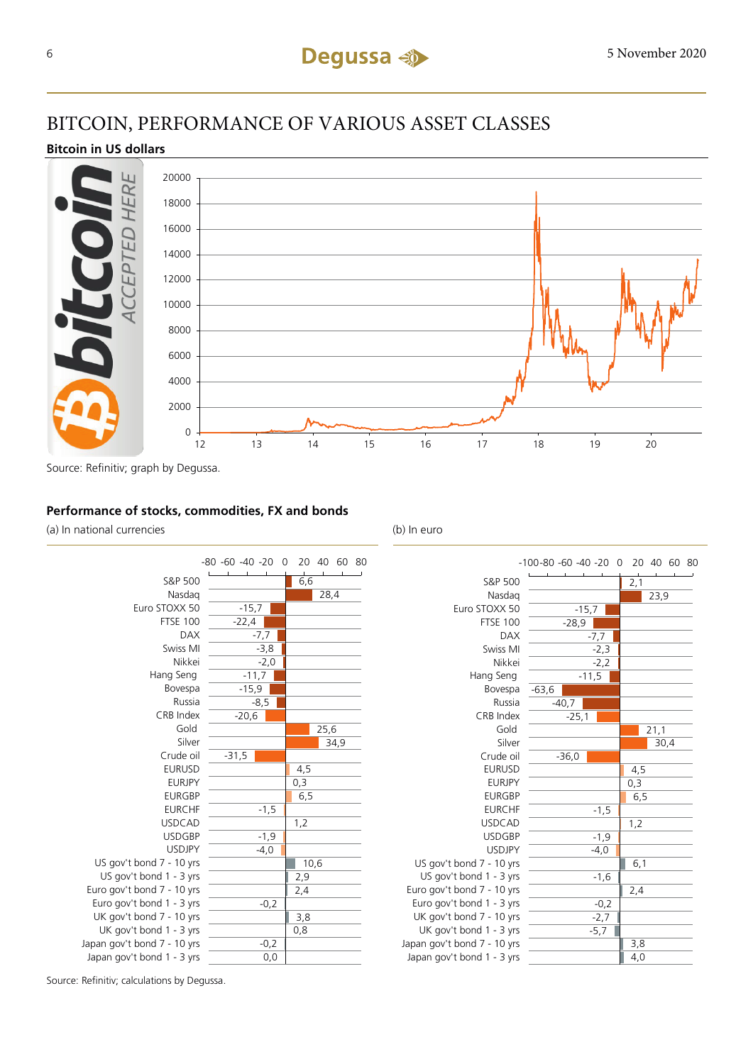# BITCOIN, PERFORMANCE OF VARIOUS ASSET CLASSES

### Bitcoin in US dollars

Source: Refinitiv; graph by Degussa.

### Performance of stocks, commodities, FX and bonds

| | (a) In national currencies | (b) In euro |
|---|---|---|
| S&P 500 | 6,6 | 2,1 |
| Nasdaq | 28,4 | 23,9 |
| Euro STOXX 50 | -15,7 | -15,7 |
| FTSE 100 | -22,4 | -28,9 |
| DAX | -7,7 | -7,7 |
| Swiss MI | -3,8 | -2,3 |
| Nikkei | -2,0 | -2,2 |
| Hang Seng | -11,7 | -11,5 |
| Bovespa | -15,9 | -63,6 |
| Russia | -8,5 | -40,7 |
| CRB Index | -20,6 | -25,1 |
| Gold | 25,6 | 21,1 |
| Silver | 34,9 | 30,4 |
| Crude oil | -31,5 | -36,0 |
| EURUSD | 4,5 | 4,5 |
| EURJPY | 0,3 | 0,3 |
| EURGBP | 6,5 | 6,5 |
| EURCHF | -1,5 | -1,5 |
| USDCAD | 1,2 | 1,2 |
| USDGBP | -1,9 | -1,9 |
| USDJPY | -4,0 | -4,0 |
| US gov't bond 7 - 10 yrs | 10,6 | 6,1 |
| US gov't bond 1 - 3 yrs | 2,9 | -1,6 |
| Euro gov't bond 7 - 10 yrs | 2,4 | 2,4 |
| Euro gov't bond 1 - 3 yrs | -0,2 | -0,2 |
| UK gov't bond 7 - 10 yrs | 3,8 | -2,7 |
| UK gov't bond 1 - 3 yrs | 0,8 | -5,7 |
| Japan gov't bond 7 - 10 yrs | -0,2 | 3,8 |
| Japan gov't bond 1 - 3 yrs | 0,0 | 4,0 |

Source: Refinitiv; calculations by Degussa.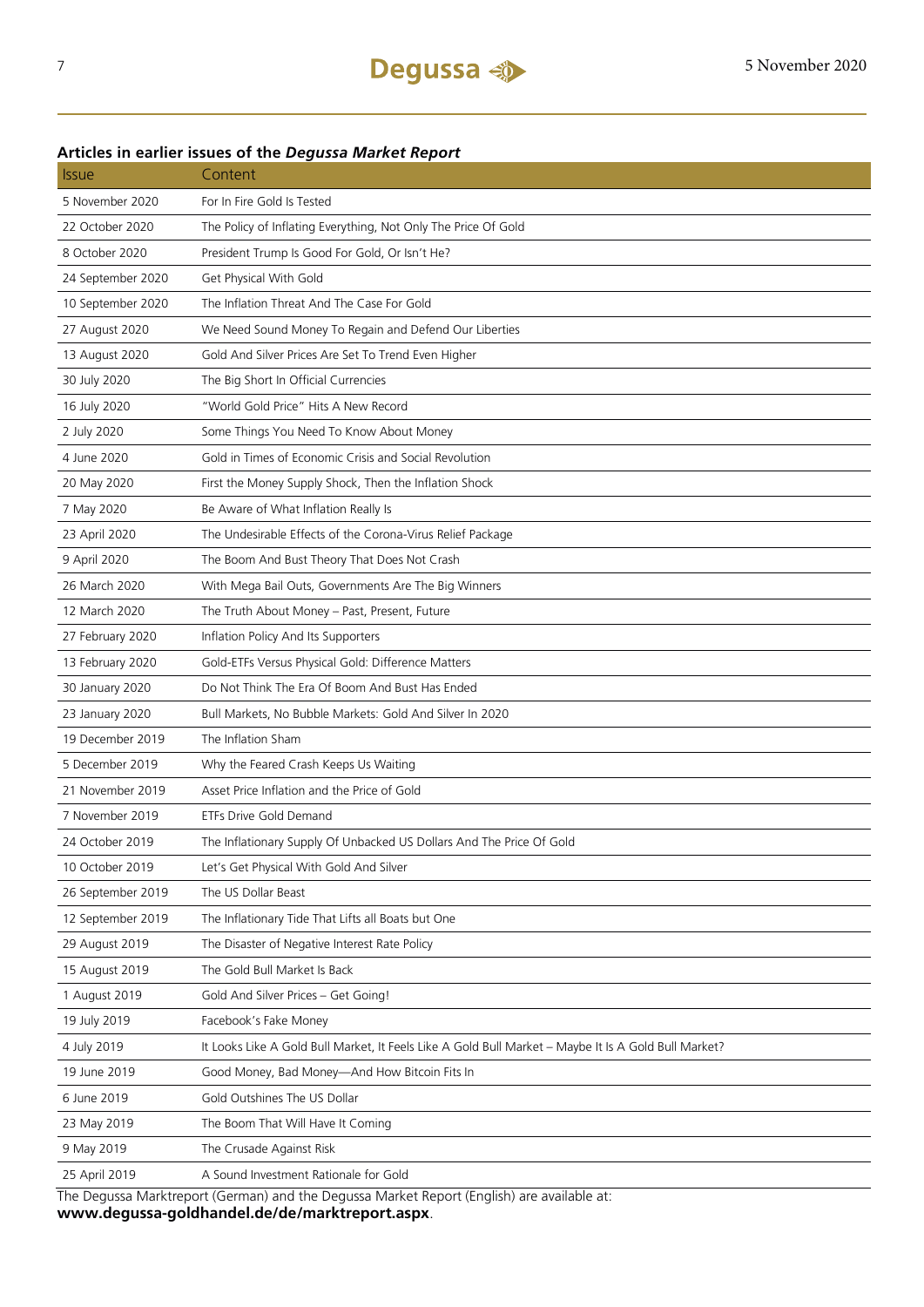## Articles in earlier issues of the *Degussa Market Report*

| Issue | Content |
|---|---|
| 5 November 2020 | For In Fire Gold Is Tested |
| 22 October 2020 | The Policy of Inflating Everything, Not Only The Price Of Gold |
| 8 October 2020 | President Trump Is Good For Gold, Or Isn't He? |
| 24 September 2020 | Get Physical With Gold |
| 10 September 2020 | The Inflation Threat And The Case For Gold |
| 27 August 2020 | We Need Sound Money To Regain and Defend Our Liberties |
| 13 August 2020 | Gold And Silver Prices Are Set To Trend Even Higher |
| 30 July 2020 | The Big Short In Official Currencies |
| 16 July 2020 | "World Gold Price" Hits A New Record |
| 2 July 2020 | Some Things You Need To Know About Money |
| 4 June 2020 | Gold in Times of Economic Crisis and Social Revolution |
| 20 May 2020 | First the Money Supply Shock, Then the Inflation Shock |
| 7 May 2020 | Be Aware of What Inflation Really Is |
| 23 April 2020 | The Undesirable Effects of the Corona-Virus Relief Package |
| 9 April 2020 | The Boom And Bust Theory That Does Not Crash |
| 26 March 2020 | With Mega Bail Outs, Governments Are The Big Winners |
| 12 March 2020 | The Truth About Money – Past, Present, Future |
| 27 February 2020 | Inflation Policy And Its Supporters |
| 13 February 2020 | Gold-ETFs Versus Physical Gold: Difference Matters |
| 30 January 2020 | Do Not Think The Era Of Boom And Bust Has Ended |
| 23 January 2020 | Bull Markets, No Bubble Markets: Gold And Silver In 2020 |
| 19 December 2019 | The Inflation Sham |
| 5 December 2019 | Why the Feared Crash Keeps Us Waiting |
| 21 November 2019 | Asset Price Inflation and the Price of Gold |
| 7 November 2019 | ETFs Drive Gold Demand |
| 24 October 2019 | The Inflationary Supply Of Unbacked US Dollars And The Price Of Gold |
| 10 October 2019 | Let's Get Physical With Gold And Silver |
| 26 September 2019 | The US Dollar Beast |
| 12 September 2019 | The Inflationary Tide That Lifts all Boats but One |
| 29 August 2019 | The Disaster of Negative Interest Rate Policy |
| 15 August 2019 | The Gold Bull Market Is Back |
| 1 August 2019 | Gold And Silver Prices – Get Going! |
| 19 July 2019 | Facebook's Fake Money |
| 4 July 2019 | It Looks Like A Gold Bull Market, It Feels Like A Gold Bull Market – Maybe It Is A Gold Bull Market? |
| 19 June 2019 | Good Money, Bad Money—And How Bitcoin Fits In |
| 6 June 2019 | Gold Outshines The US Dollar |
| 23 May 2019 | The Boom That Will Have It Coming |
| 9 May 2019 | The Crusade Against Risk |
| 25 April 2019 | A Sound Investment Rationale for Gold |

The Degussa Marktreport (German) and the Degussa Market Report (English) are available at:
**www.degussa-goldhandel.de/de/marktreport.aspx**.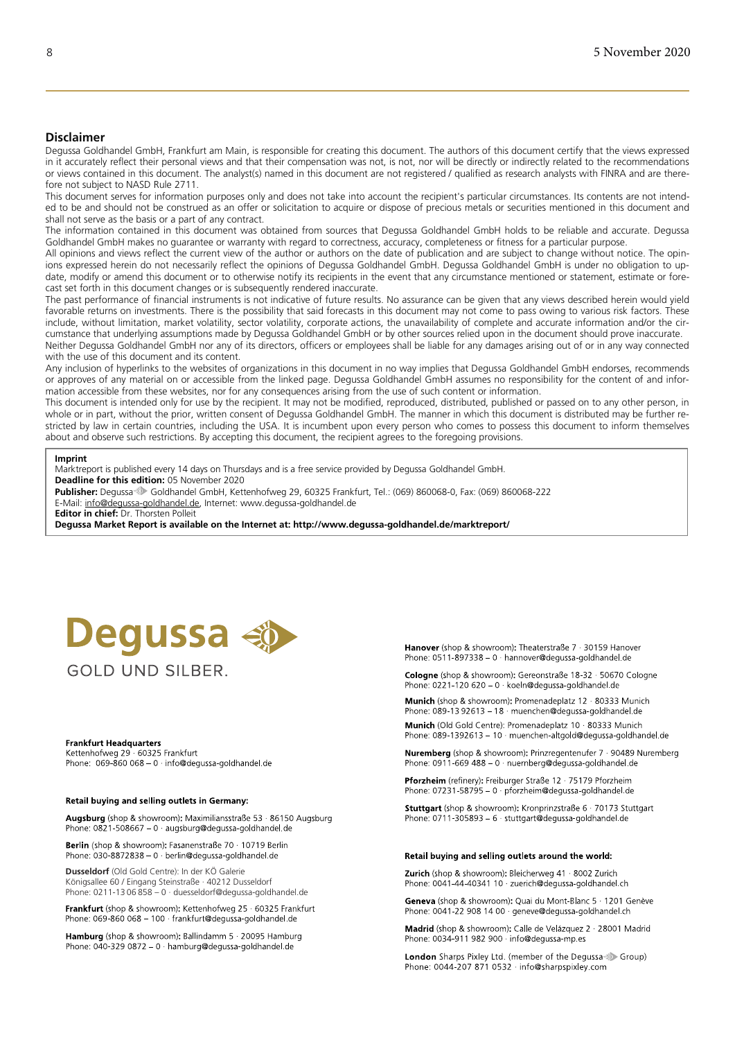## Disclaimer

Degussa Goldhandel GmbH, Frankfurt am Main, is responsible for creating this document. The authors of this document certify that the views expressed in it accurately reflect their personal views and that their compensation was not, is not, nor will be directly or indirectly related to the recommendations or views contained in this document. The analyst(s) named in this document are not registered / qualified as research analysts with FINRA and are therefore not subject to NASD Rule 2711.

This document serves for information purposes only and does not take into account the recipient's particular circumstances. Its contents are not intended to be and should not be construed as an offer or solicitation to acquire or dispose of precious metals or securities mentioned in this document and shall not serve as the basis or a part of any contract.

The information contained in this document was obtained from sources that Degussa Goldhandel GmbH holds to be reliable and accurate. Degussa Goldhandel GmbH makes no guarantee or warranty with regard to correctness, accuracy, completeness or fitness for a particular purpose.

All opinions and views reflect the current view of the author or authors on the date of publication and are subject to change without notice. The opinions expressed herein do not necessarily reflect the opinions of Degussa Goldhandel GmbH. Degussa Goldhandel GmbH is under no obligation to update, modify or amend this document or to otherwise notify its recipients in the event that any circumstance mentioned or statement, estimate or forecast set forth in this document changes or is subsequently rendered inaccurate.

The past performance of financial instruments is not indicative of future results. No assurance can be given that any views described herein would yield favorable returns on investments. There is the possibility that said forecasts in this document may not come to pass owing to various risk factors. These include, without limitation, market volatility, sector volatility, corporate actions, the unavailability of complete and accurate information and/or the circumstance that underlying assumptions made by Degussa Goldhandel GmbH or by other sources relied upon in the document should prove inaccurate.

Neither Degussa Goldhandel GmbH nor any of its directors, officers or employees shall be liable for any damages arising out of or in any way connected with the use of this document and its content.

Any inclusion of hyperlinks to the websites of organizations in this document in no way implies that Degussa Goldhandel GmbH endorses, recommends or approves of any material on or accessible from the linked page. Degussa Goldhandel GmbH assumes no responsibility for the content of and information accessible from these websites, nor for any consequences arising from the use of such content or information.

This document is intended only for use by the recipient. It may not be modified, reproduced, distributed, published or passed on to any other person, in whole or in part, without the prior, written consent of Degussa Goldhandel GmbH. The manner in which this document is distributed may be further restricted by law in certain countries, including the USA. It is incumbent upon every person who comes to possess this document to inform themselves about and observe such restrictions. By accepting this document, the recipient agrees to the foregoing provisions.

**Imprint**
Marktreport is published every 14 days on Thursdays and is a free service provided by Degussa Goldhandel GmbH.
**Deadline for this edition:** 05 November 2020
**Publisher:** Degussa Goldhandel GmbH, Kettenhofweg 29, 60325 Frankfurt, Tel.: (069) 860068-0, Fax: (069) 860068-222
E-Mail: info@degussa-goldhandel.de, Internet: www.degussa-goldhandel.de
**Editor in chief:** Dr. Thorsten Polleit
**Degussa Market Report is available on the Internet at: http://www.degussa-goldhandel.de/marktreport/**

**Degussa**
GOLD UND SILBER.

**Frankfurt Headquarters**
Kettenhofweg 29 · 60325 Frankfurt
Phone: 069-860 068 – 0 · info@degussa-goldhandel.de

**Retail buying and selling outlets in Germany:**

**Augsburg** (shop & showroom): Maximiliansstraße 53 · 86150 Augsburg
Phone: 0821-508667 – 0 · augsburg@degussa-goldhandel.de

**Berlin** (shop & showroom): Fasanenstraße 70 · 10719 Berlin
Phone: 030-8872838 – 0 · berlin@degussa-goldhandel.de

**Dusseldorf** (Old Gold Centre): In der KÖ Galerie
Königsallee 60 / Eingang Steinstraße · 40212 Dusseldorf
Phone: 0211-13 06 858 – 0 · duesseldorf@degussa-goldhandel.de

**Frankfurt** (shop & showroom): Kettenhofweg 25 · 60325 Frankfurt
Phone: 069-860 068 – 100 · frankfurt@degussa-goldhandel.de

**Hamburg** (shop & showroom): Ballindamm 5 · 20095 Hamburg
Phone: 040-329 0872 – 0 · hamburg@degussa-goldhandel.de

**Hanover** (shop & showroom): Theaterstraße 7 · 30159 Hanover
Phone: 0511-897338 – 0 · hannover@degussa-goldhandel.de

**Cologne** (shop & showroom): Gereonstraße 18-32 · 50670 Cologne
Phone: 0221-120 620 – 0 · koeln@degussa-goldhandel.de

**Munich** (shop & showroom): Promenadeplatz 12 · 80333 Munich
Phone: 089-13 92613 – 18 · muenchen@degussa-goldhandel.de

**Munich** (Old Gold Centre): Promenadeplatz 10 · 80333 Munich
Phone: 089-1392613 – 10 · muenchen-altgold@degussa-goldhandel.de

**Nuremberg** (shop & showroom): Prinzregentenufer 7 · 90489 Nuremberg
Phone: 0911-669 488 – 0 · nuernberg@degussa-goldhandel.de

**Pforzheim** (refinery): Freiburger Straße 12 · 75179 Pforzheim
Phone: 07231-58795 – 0 · pforzheim@degussa-goldhandel.de

**Stuttgart** (shop & showroom): Kronprinzstraße 6 · 70173 Stuttgart
Phone: 0711-305893 – 6 · stuttgart@degussa-goldhandel.de

**Retail buying and selling outlets around the world:**

**Zurich** (shop & showroom): Bleicherweg 41 · 8002 Zurich
Phone: 0041-44-40341 10 · zuerich@degussa-goldhandel.ch

**Geneva** (shop & showroom): Quai du Mont-Blanc 5 · 1201 Genève
Phone: 0041-22 908 14 00 · geneve@degussa-goldhandel.ch

**Madrid** (shop & showroom): Calle de Velázquez 2 · 28001 Madrid
Phone: 0034-911 982 900 · info@degussa-mp.es

**London** Sharps Pixley Ltd. (member of the Degussa Group)
Phone: 0044-207 871 0532 · info@sharpspixley.com